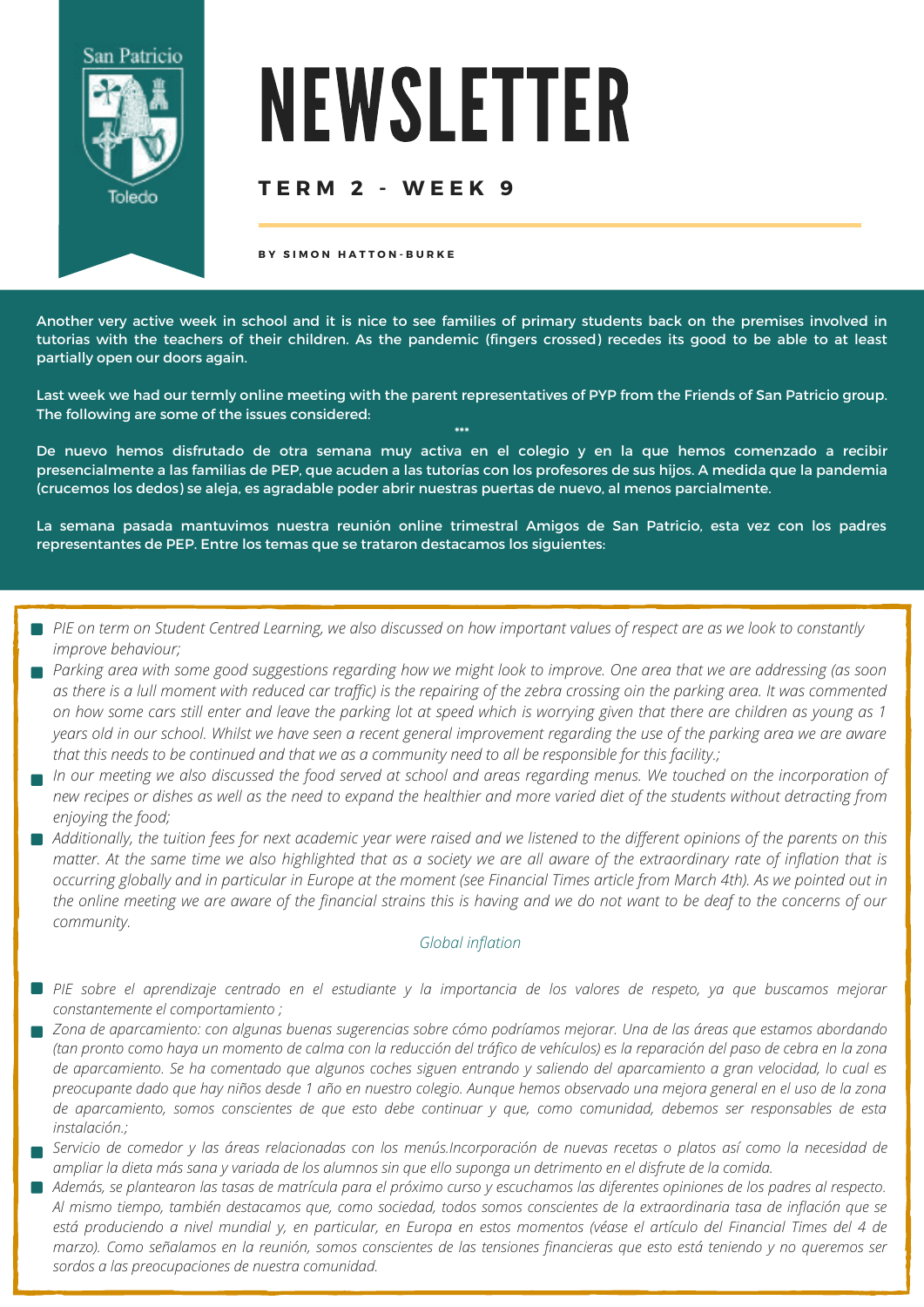San Patricio

Toledo

# NEWSLETTER

## TERM 2 - WEEK 9

**BY SIMON HATTON-BURKE**

Another very active week in school and it is nice to see families of primary students back on the premises involved in tutorias with the teachers of their children. As the pandemic (fingers crossed) recedes its good to be able to at least partially open our doors again.

Last week we had our termly online meeting with the parent representatives of PYP from the Friends of San Patricio group. The following are some of the issues considered:

***

De nuevo hemos disfrutado de otra semana muy activa en el colegio y en la que hemos comenzado a recibir presencialmente a las familias de PEP, que acuden a las tutorías con los profesores de sus hijos. A medida que la pandemia (crucemos los dedos) se aleja, es agradable poder abrir nuestras puertas de nuevo, al menos parcialmente.

La semana pasada mantuvimos nuestra reunión online trimestral Amigos de San Patricio, esta vez con los padres representantes de PEP. Entre los temas que se trataron destacamos los siguientes:

- *PIE on term on Student Centred Learning, we also discussed on how important values of respect are as we look to constantly improve behaviour;*
- *Parking area with some good suggestions regarding how we might look to improve. One area that we are addressing (as soon as there is a lull moment with reduced car traffic) is the repairing of the zebra crossing oin the parking area. It was commented on how some cars still enter and leave the parking lot at speed which is worrying given that there are children as young as 1 years old in our school. Whilst we have seen a recent general improvement regarding the use of the parking area we are aware that this needs to be continued and that we as a community need to all be responsible for this facility.;*
- *In our meeting we also discussed the food served at school and areas regarding menus. We touched on the incorporation of new recipes or dishes as well as the need to expand the healthier and more varied diet of the students without detracting from enjoying the food;*
- *Additionally, the tuition fees for next academic year were raised and we listened to the different opinions of the parents on this matter. At the same time we also highlighted that as a society we are all aware of the extraordinary rate of inflation that is occurring globally and in particular in Europe at the moment (see Financial Times article from March 4th). As we pointed out in the online meeting we are aware of the financial strains this is having and we do not want to be deaf to the concerns of our community.*

*Global inflation*

- *PIE sobre el aprendizaje centrado en el estudiante y la importancia de los valores de respeto, ya que buscamos mejorar constantemente el comportamiento ;*
- *Zona de aparcamiento: con algunas buenas sugerencias sobre cómo podríamos mejorar. Una de las áreas que estamos abordando (tan pronto como haya un momento de calma con la reducción del tráfico de vehículos) es la reparación del paso de cebra en la zona de aparcamiento. Se ha comentado que algunos coches siguen entrando y saliendo del aparcamiento a gran velocidad, lo cual es preocupante dado que hay niños desde 1 año en nuestro colegio. Aunque hemos observado una mejora general en el uso de la zona de aparcamiento, somos conscientes de que esto debe continuar y que, como comunidad, debemos ser responsables de esta instalación.;*
- *Servicio de comedor y las áreas relacionadas con los menús.Incorporación de nuevas recetas o platos así como la necesidad de ampliar la dieta más sana y variada de los alumnos sin que ello suponga un detrimento en el disfrute de la comida.*
- *Además, se plantearon las tasas de matrícula para el próximo curso y escuchamos las diferentes opiniones de los padres al respecto. Al mismo tiempo, también destacamos que, como sociedad, todos somos conscientes de la extraordinaria tasa de inflación que se está produciendo a nivel mundial y, en particular, en Europa en estos momentos (véase el artículo del Financial Times del 4 de marzo). Como señalamos en la reunión, somos conscientes de las tensiones financieras que esto está teniendo y no queremos ser sordos a las preocupaciones de nuestra comunidad.*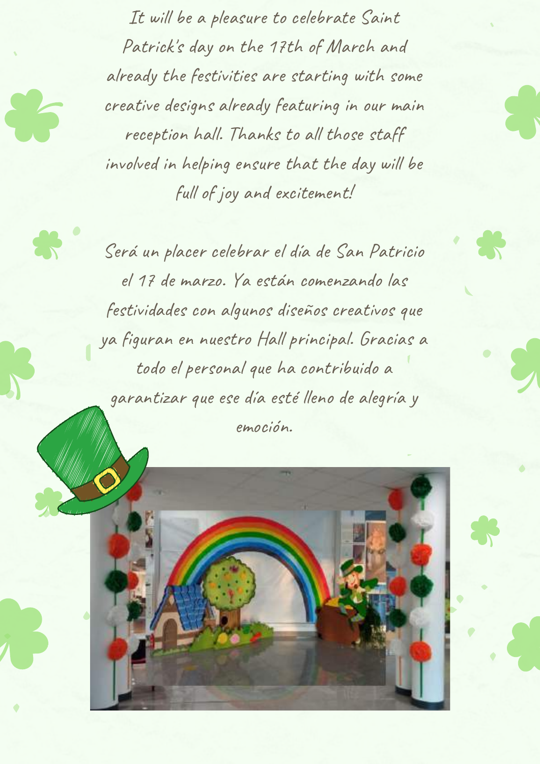It will be a pleasure to celebrate Saint Patrick's day on the 17th of March and already the festivities are starting with some creative designs already featuring in our main reception hall. Thanks to all those staff involved in helping ensure that the day will be full of joy and excitement!

Será un placer celebrar el día de San Patricio el 17 de marzo. Ya están comenzando las festividades con algunos diseños creativos que ya figuran en nuestro Hall principal. Gracias a todo el personal que ha contribuido a garantizar que ese día esté lleno de alegría y emoción.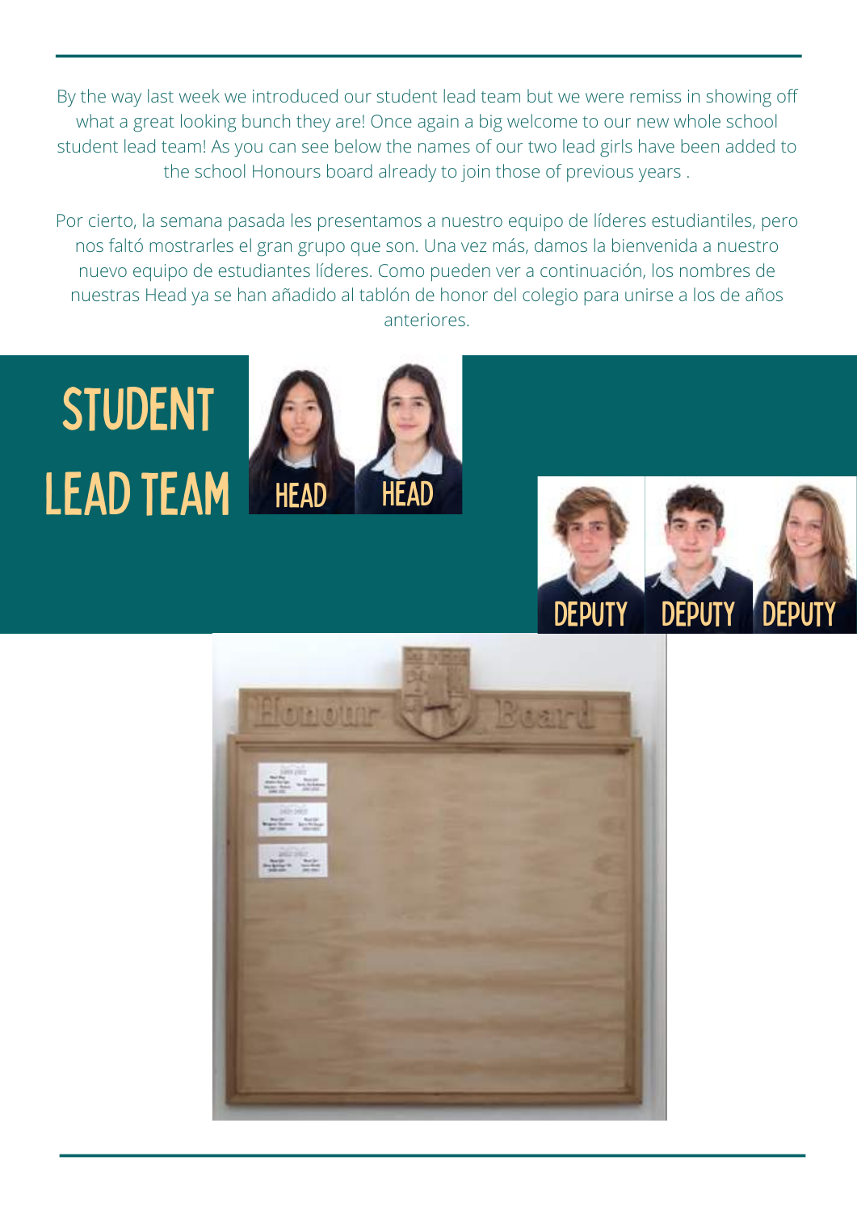By the way last week we introduced our student lead team but we were remiss in showing off what a great looking bunch they are! Once again a big welcome to our new whole school student lead team! As you can see below the names of our two lead girls have been added to the school Honours board already to join those of previous years .

Por cierto, la semana pasada les presentamos a nuestro equipo de líderes estudiantiles, pero nos faltó mostrarles el gran grupo que son. Una vez más, damos la bienvenida a nuestro nuevo equipo de estudiantes líderes. Como pueden ver a continuación, los nombres de nuestras Head ya se han añadido al tablón de honor del colegio para unirse a los de años anteriores.

# STUDENT LEAD TEAM

HEAD HEAD

DEPUTY DEPUTY DEPUTY

Honour Board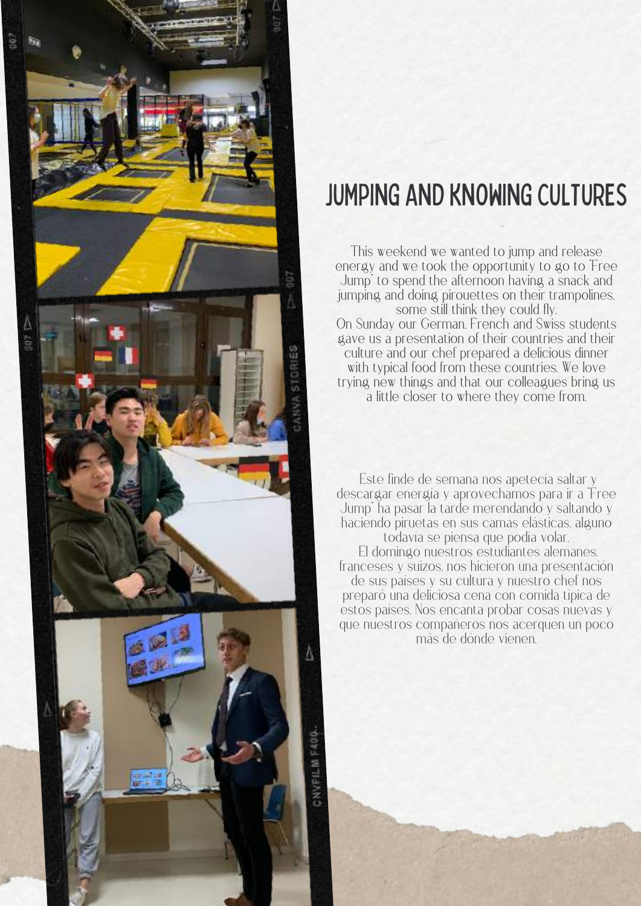# JUMPING AND KNOWING CULTURES

This weekend we wanted to jump and release energy and we took the opportunity to go to "Free Jump" to spend the afternoon having a snack and jumping and doing pirouettes on their trampolines, some still think they could fly.
On Sunday our German, French and Swiss students gave us a presentation of their countries and their culture and our chef prepared a delicious dinner with typical food from these countries. We love trying new things and that our colleagues bring us a little closer to where they come from.

Este finde de semana nos apetecía saltar y descargar energía y aprovechamos para ir a "Free Jump" ha pasar la tarde merendando y saltando y haciendo piruetas en sus camas elásticas, alguno todavía se piensa que podía volar.
El domingo nuestros estudiantes alemanes, franceses y suizos, nos hicieron una presentación de sus países y su cultura y nuestro chef nos preparó una deliciosa cena con comida típica de estos países. Nos encanta probar cosas nuevas y que nuestros compañeros nos acerquen un poco más de dónde vienen.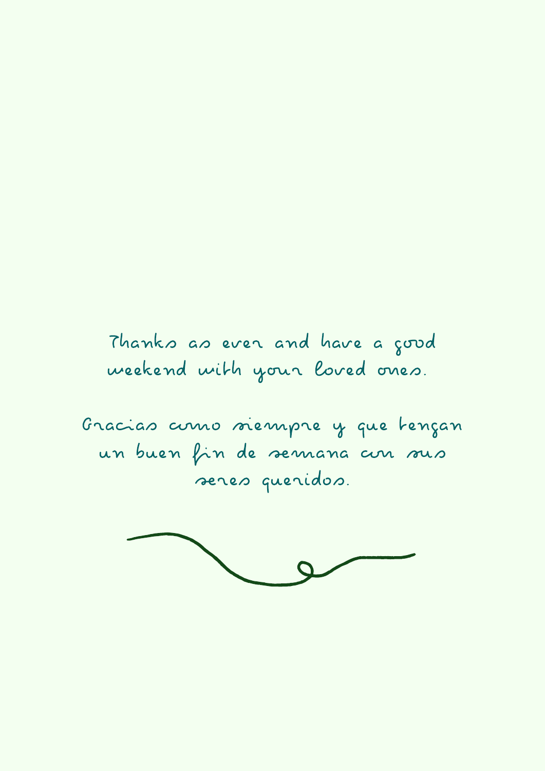Thanks as ever and have a good weekend with your loved ones.

Gracias como siempre y que tengan un buen fin de semana con sus seres queridos.